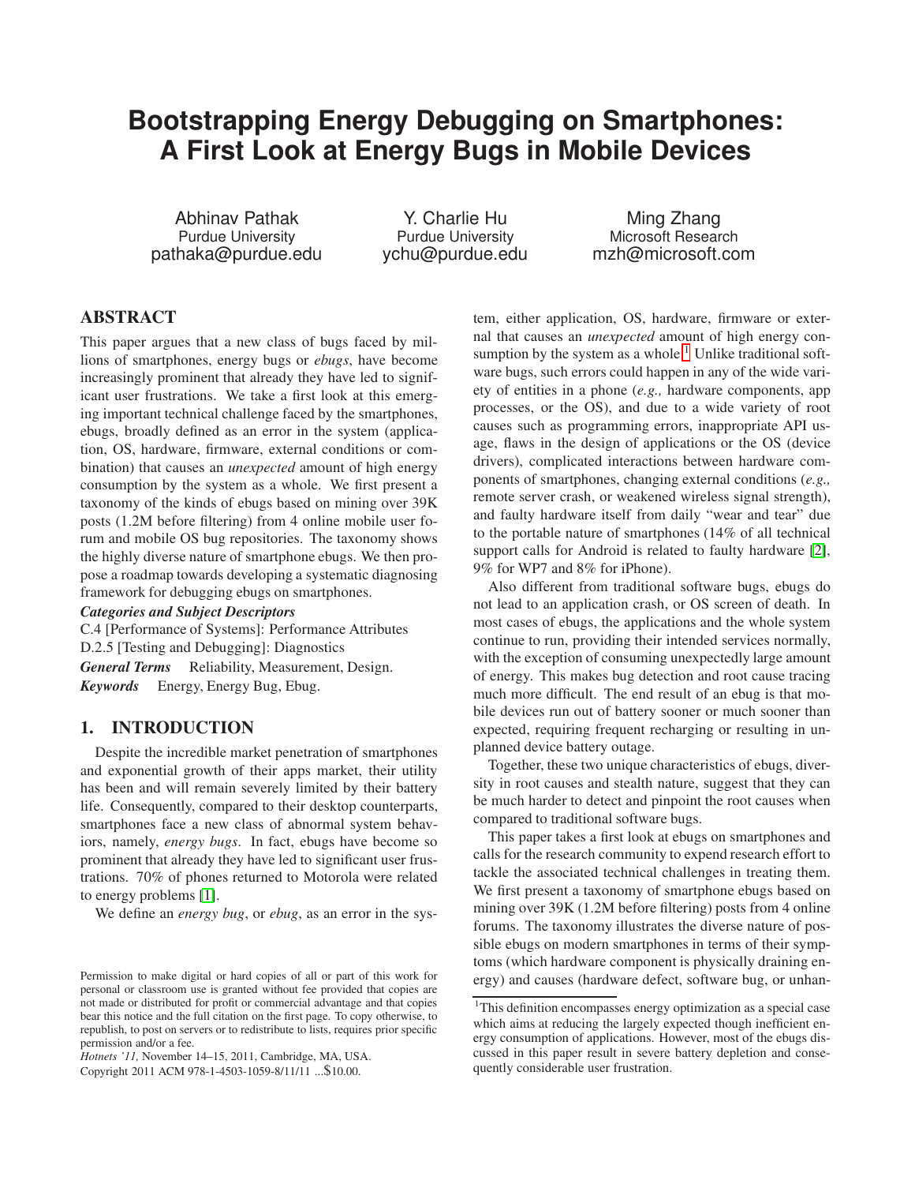# Bootstrapping Energy Debugging on Smartphones: A First Look at Energy Bugs in Mobile Devices

Abhinav Pathak
Purdue University
pathaka@purdue.edu

Y. Charlie Hu
Purdue University
ychu@purdue.edu

Ming Zhang
Microsoft Research
mzh@microsoft.com

## ABSTRACT

This paper argues that a new class of bugs faced by millions of smartphones, energy bugs or *ebugs*, have become increasingly prominent that already they have led to significant user frustrations. We take a first look at this emerging important technical challenge faced by the smartphones, ebugs, broadly defined as an error in the system (application, OS, hardware, firmware, external conditions or combination) that causes an *unexpected* amount of high energy consumption by the system as a whole. We first present a taxonomy of the kinds of ebugs based on mining over 39K posts (1.2M before filtering) from 4 online mobile user forum and mobile OS bug repositories. The taxonomy shows the highly diverse nature of smartphone ebugs. We then propose a roadmap towards developing a systematic diagnosing framework for debugging ebugs on smartphones.

***Categories and Subject Descriptors***

C.4 [Performance of Systems]: Performance Attributes
D.2.5 [Testing and Debugging]: Diagnostics

***General Terms*** Reliability, Measurement, Design.

***Keywords*** Energy, Energy Bug, Ebug.

## 1. INTRODUCTION

Despite the incredible market penetration of smartphones and exponential growth of their apps market, their utility has been and will remain severely limited by their battery life. Consequently, compared to their desktop counterparts, smartphones face a new class of abnormal system behaviors, namely, *energy bugs*. In fact, ebugs have become so prominent that already they have led to significant user frustrations. 70% of phones returned to Motorola were related to energy problems [1].

We define an *energy bug*, or *ebug*, as an error in the system, either application, OS, hardware, firmware or external that causes an *unexpected* amount of high energy consumption by the system as a whole.[1] Unlike traditional software bugs, such errors could happen in any of the wide variety of entities in a phone (*e.g.,* hardware components, app processes, or the OS), and due to a wide variety of root causes such as programming errors, inappropriate API usage, flaws in the design of applications or the OS (device drivers), complicated interactions between hardware components of smartphones, changing external conditions (*e.g.,* remote server crash, or weakened wireless signal strength), and faulty hardware itself from daily "wear and tear" due to the portable nature of smartphones (14% of all technical support calls for Android is related to faulty hardware [2], 9% for WP7 and 8% for iPhone).

Also different from traditional software bugs, ebugs do not lead to an application crash, or OS screen of death. In most cases of ebugs, the applications and the whole system continue to run, providing their intended services normally, with the exception of consuming unexpectedly large amount of energy. This makes bug detection and root cause tracing much more difficult. The end result of an ebug is that mobile devices run out of battery sooner or much sooner than expected, requiring frequent recharging or resulting in unplanned device battery outage.

Together, these two unique characteristics of ebugs, diversity in root causes and stealth nature, suggest that they can be much harder to detect and pinpoint the root causes when compared to traditional software bugs.

This paper takes a first look at ebugs on smartphones and calls for the research community to expend research effort to tackle the associated technical challenges in treating them. We first present a taxonomy of smartphone ebugs based on mining over 39K (1.2M before filtering) posts from 4 online forums. The taxonomy illustrates the diverse nature of possible ebugs on modern smartphones in terms of their symptoms (which hardware component is physically draining energy) and causes (hardware defect, software bug, or unhan-

[1]This definition encompasses energy optimization as a special case which aims at reducing the largely expected though inefficient energy consumption of applications. However, most of the ebugs discussed in this paper result in severe battery depletion and consequently considerable user frustration.

Permission to make digital or hard copies of all or part of this work for personal or classroom use is granted without fee provided that copies are not made or distributed for profit or commercial advantage and that copies bear this notice and the full citation on the first page. To copy otherwise, to republish, to post on servers or to redistribute to lists, requires prior specific permission and/or a fee.
*Hotnets '11,* November 14–15, 2011, Cambridge, MA, USA.
Copyright 2011 ACM 978-1-4503-1059-8/11/11 ...$10.00.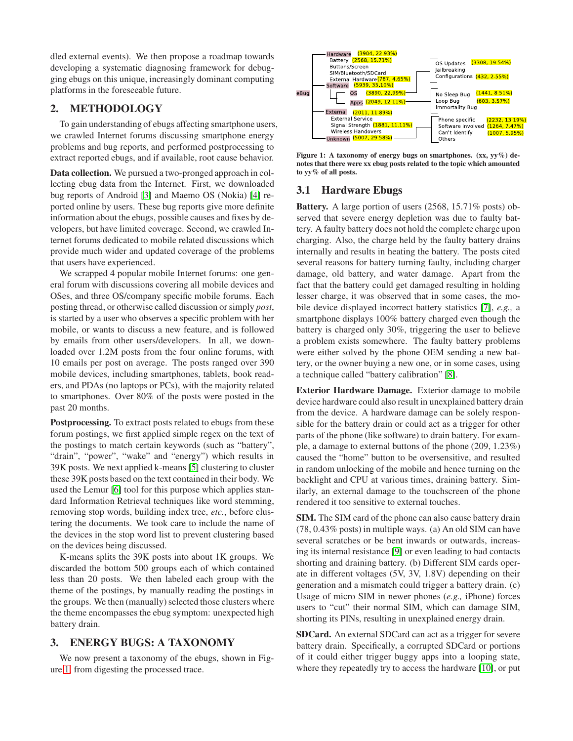dled external events). We then propose a roadmap towards developing a systematic diagnosing framework for debugging ebugs on this unique, increasingly dominant computing platforms in the foreseeable future.

## 2. METHODOLOGY

To gain understanding of ebugs affecting smartphone users, we crawled Internet forums discussing smartphone energy problems and bug reports, and performed postprocessing to extract reported ebugs, and if available, root cause behavior.

**Data collection.** We pursued a two-pronged approach in collecting ebug data from the Internet. First, we downloaded bug reports of Android [3] and Maemo OS (Nokia) [4] reported online by users. These bug reports give more definite information about the ebugs, possible causes and fixes by developers, but have limited coverage. Second, we crawled Internet forums dedicated to mobile related discussions which provide much wider and updated coverage of the problems that users have experienced.

We scrapped 4 popular mobile Internet forums: one general forum with discussions covering all mobile devices and OSes, and three OS/company specific mobile forums. Each posting thread, or otherwise called discussion or simply *post*, is started by a user who observes a specific problem with her mobile, or wants to discuss a new feature, and is followed by emails from other users/developers. In all, we downloaded over 1.2M posts from the four online forums, with 10 emails per post on average. The posts ranged over 390 mobile devices, including smartphones, tablets, book readers, and PDAs (no laptops or PCs), with the majority related to smartphones. Over 80% of the posts were posted in the past 20 months.

**Postprocessing.** To extract posts related to ebugs from these forum postings, we first applied simple regex on the text of the postings to match certain keywords (such as "battery", "drain", "power", "wake" and "energy") which results in 39K posts. We next applied k-means [5] clustering to cluster these 39K posts based on the text contained in their body. We used the Lemur [6] tool for this purpose which applies standard Information Retrieval techniques like word stemming, removing stop words, building index tree, *etc.*, before clustering the documents. We took care to include the name of the devices in the stop word list to prevent clustering based on the devices being discussed.

K-means splits the 39K posts into about 1K groups. We discarded the bottom 500 groups each of which contained less than 20 posts. We then labeled each group with the theme of the postings, by manually reading the postings in the groups. We then (manually) selected those clusters where the theme encompasses the ebug symptom: unexpected high battery drain.

## 3. ENERGY BUGS: A TAXONOMY

We now present a taxonomy of the ebugs, shown in Figure 1, from digesting the processed trace.

eBug
Hardware (3904, 22.93%)
Battery (2568, 15.71%)
Buttons/Screen
SIM/Bluetooth/SDCard
External Hardware (787, 4.65%)
Software (5939, 35.10%)
OS (3890, 22.99%)
Apps (2049, 12.11%)
External (2011, 11.89%)
External Service
Signal Strength (1881, 11.11%)
Wireless Handovers
Unknown (5007, 29.58%)
OS Updates (3308, 19.54%)
Jailbreaking
Configurations (432, 2.55%)
No Sleep Bug (1441, 8.51%)
Loop Bug (603, 3.57%)
Immortality Bug
Phone specific (2232, 13.19%)
Software involved (1264, 7.47%)
Can't Identify (1007, 5.95%)
Others

**Figure 1: A taxonomy of energy bugs on smartphones. (xx, yy%) denotes that there were xx ebug posts related to the topic which amounted to yy% of all posts.**

### 3.1 Hardware Ebugs

**Battery.** A large portion of users (2568, 15.71% posts) observed that severe energy depletion was due to faulty battery. A faulty battery does not hold the complete charge upon charging. Also, the charge held by the faulty battery drains internally and results in heating the battery. The posts cited several reasons for battery turning faulty, including charger damage, old battery, and water damage. Apart from the fact that the battery could get damaged resulting in holding lesser charge, it was observed that in some cases, the mobile device displayed incorrect battery statistics [7], *e.g.,* a smartphone displays 100% battery charged even though the battery is charged only 30%, triggering the user to believe a problem exists somewhere. The faulty battery problems were either solved by the phone OEM sending a new battery, or the owner buying a new one, or in some cases, using a technique called "battery calibration" [8].

**Exterior Hardware Damage.** Exterior damage to mobile device hardware could also result in unexplained battery drain from the device. A hardware damage can be solely responsible for the battery drain or could act as a trigger for other parts of the phone (like software) to drain battery. For example, a damage to external buttons of the phone (209, 1.23%) caused the "home" button to be oversensitive, and resulted in random unlocking of the mobile and hence turning on the backlight and CPU at various times, draining battery. Similarly, an external damage to the touchscreen of the phone rendered it too sensitive to external touches.

**SIM.** The SIM card of the phone can also cause battery drain (78, 0.43% posts) in multiple ways. (a) An old SIM can have several scratches or be bent inwards or outwards, increasing its internal resistance [9] or even leading to bad contacts shorting and draining battery. (b) Different SIM cards operate in different voltages (5V, 3V, 1.8V) depending on their generation and a mismatch could trigger a battery drain. (c) Usage of micro SIM in newer phones (*e.g.,* iPhone) forces users to "cut" their normal SIM, which can damage SIM, shorting its PINs, resulting in unexplained energy drain.

**SDCard.** An external SDCard can act as a trigger for severe battery drain. Specifically, a corrupted SDCard or portions of it could either trigger buggy apps into a looping state, where they repeatedly try to access the hardware [10], or put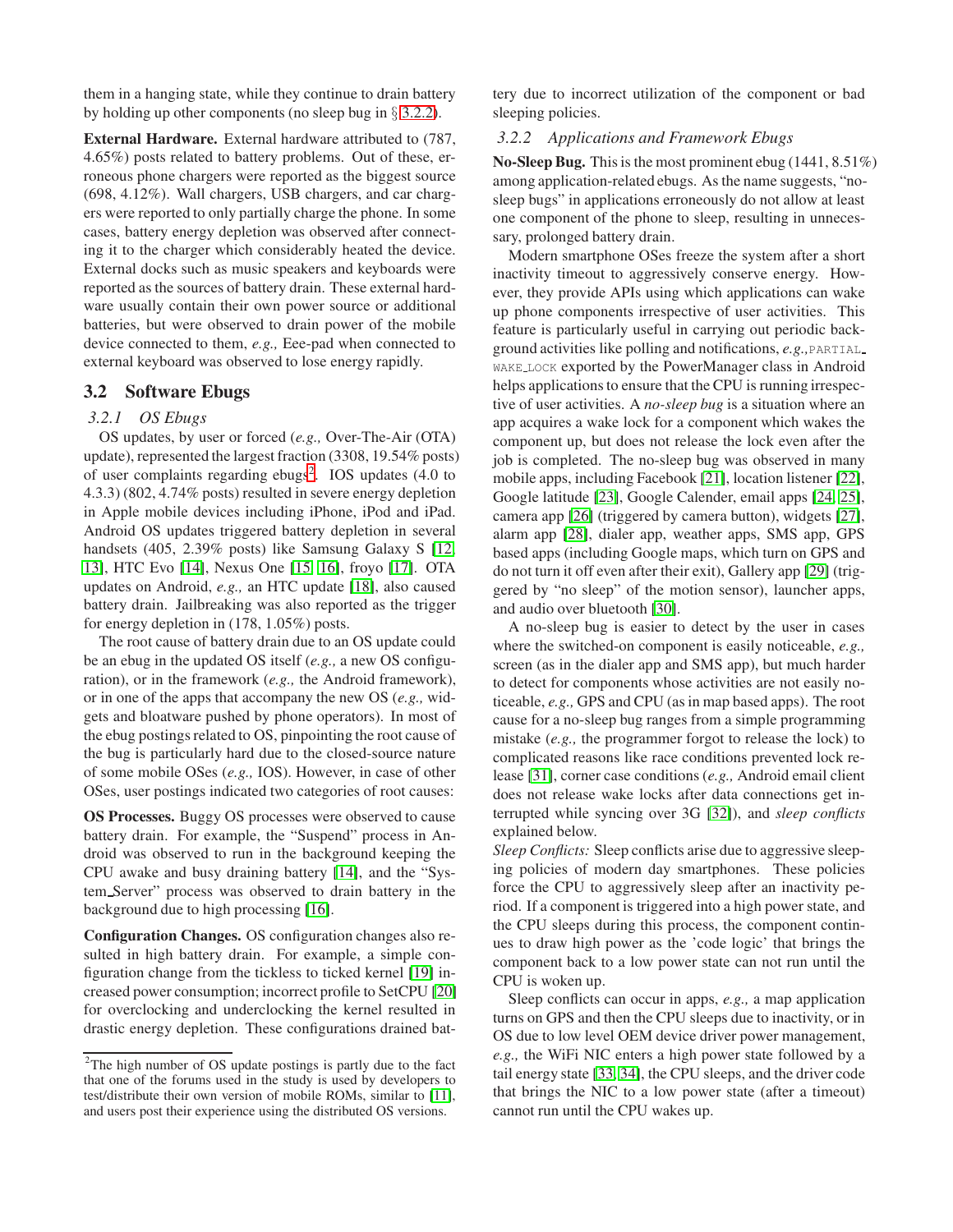them in a hanging state, while they continue to drain battery by holding up other components (no sleep bug in § 3.2.2).

**External Hardware.** External hardware attributed to (787, 4.65%) posts related to battery problems. Out of these, erroneous phone chargers were reported as the biggest source (698, 4.12%). Wall chargers, USB chargers, and car chargers were reported to only partially charge the phone. In some cases, battery energy depletion was observed after connecting it to the charger which considerably heated the device. External docks such as music speakers and keyboards were reported as the sources of battery drain. These external hardware usually contain their own power source or additional batteries, but were observed to drain power of the mobile device connected to them, *e.g.,* Eee-pad when connected to external keyboard was observed to lose energy rapidly.

## 3.2 Software Ebugs

### 3.2.1 OS Ebugs

OS updates, by user or forced (*e.g.,* Over-The-Air (OTA) update), represented the largest fraction (3308, 19.54% posts) of user complaints regarding ebugs[2]. IOS updates (4.0 to 4.3.3) (802, 4.74% posts) resulted in severe energy depletion in Apple mobile devices including iPhone, iPod and iPad. Android OS updates triggered battery depletion in several handsets (405, 2.39% posts) like Samsung Galaxy S [12, 13], HTC Evo [14], Nexus One [15, 16], froyo [17]. OTA updates on Android, *e.g.,* an HTC update [18], also caused battery drain. Jailbreaking was also reported as the trigger for energy depletion in (178, 1.05%) posts.

The root cause of battery drain due to an OS update could be an ebug in the updated OS itself (*e.g.,* a new OS configuration), or in the framework (*e.g.,* the Android framework), or in one of the apps that accompany the new OS (*e.g.,* widgets and bloatware pushed by phone operators). In most of the ebug postings related to OS, pinpointing the root cause of the bug is particularly hard due to the closed-source nature of some mobile OSes (*e.g.,* IOS). However, in case of other OSes, user postings indicated two categories of root causes:

**OS Processes.** Buggy OS processes were observed to cause battery drain. For example, the "Suspend" process in Android was observed to run in the background keeping the CPU awake and busy draining battery [14], and the "System_Server" process was observed to drain battery in the background due to high processing [16].

**Configuration Changes.** OS configuration changes also resulted in high battery drain. For example, a simple configuration change from the tickless to ticked kernel [19] increased power consumption; incorrect profile to SetCPU [20] for overclocking and underclocking the kernel resulted in drastic energy depletion. These configurations drained battery due to incorrect utilization of the component or bad sleeping policies.

### 3.2.2 Applications and Framework Ebugs

**No-Sleep Bug.** This is the most prominent ebug (1441, 8.51%) among application-related ebugs. As the name suggests, "no-sleep bugs" in applications erroneously do not allow at least one component of the phone to sleep, resulting in unnecessary, prolonged battery drain.

Modern smartphone OSes freeze the system after a short inactivity timeout to aggressively conserve energy. However, they provide APIs using which applications can wake up phone components irrespective of user activities. This feature is particularly useful in carrying out periodic background activities like polling and notifications, *e.g.,* PARTIAL_WAKE_LOCK exported by the PowerManager class in Android helps applications to ensure that the CPU is running irrespective of user activities. A *no-sleep bug* is a situation where an app acquires a wake lock for a component which wakes the component up, but does not release the lock even after the job is completed. The no-sleep bug was observed in many mobile apps, including Facebook [21], location listener [22], Google latitude [23], Google Calender, email apps [24, 25], camera app [26] (triggered by camera button), widgets [27], alarm app [28], dialer app, weather apps, SMS app, GPS based apps (including Google maps, which turn on GPS and do not turn it off even after their exit), Gallery app [29] (triggered by "no sleep" of the motion sensor), launcher apps, and audio over bluetooth [30].

A no-sleep bug is easier to detect by the user in cases where the switched-on component is easily noticeable, *e.g.,* screen (as in the dialer app and SMS app), but much harder to detect for components whose activities are not easily noticeable, *e.g.,* GPS and CPU (as in map based apps). The root cause for a no-sleep bug ranges from a simple programming mistake (*e.g.,* the programmer forgot to release the lock) to complicated reasons like race conditions prevented lock release [31], corner case conditions (*e.g.,* Android email client does not release wake locks after data connections get interrupted while syncing over 3G [32]), and *sleep conflicts* explained below.

*Sleep Conflicts:* Sleep conflicts arise due to aggressive sleeping policies of modern day smartphones. These policies force the CPU to aggressively sleep after an inactivity period. If a component is triggered into a high power state, and the CPU sleeps during this process, the component continues to draw high power as the 'code logic' that brings the component back to a low power state can not run until the CPU is woken up.

Sleep conflicts can occur in apps, *e.g.,* a map application turns on GPS and then the CPU sleeps due to inactivity, or in OS due to low level OEM device driver power management, *e.g.,* the WiFi NIC enters a high power state followed by a tail energy state [33, 34], the CPU sleeps, and the driver code that brings the NIC to a low power state (after a timeout) cannot run until the CPU wakes up.

[2] The high number of OS update postings is partly due to the fact that one of the forums used in the study is used by developers to test/distribute their own version of mobile ROMs, similar to [11], and users post their experience using the distributed OS versions.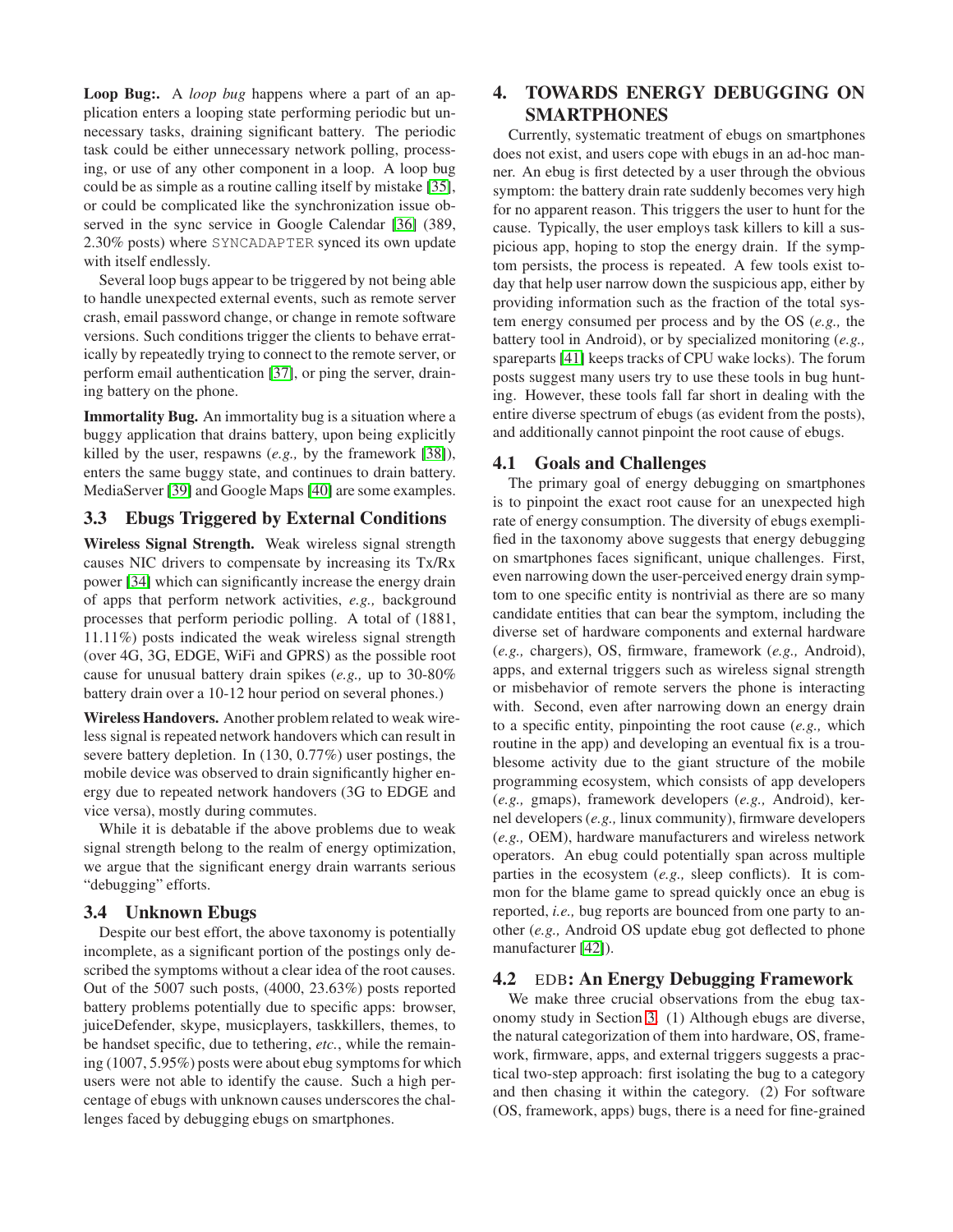**Loop Bug:.** A *loop bug* happens where a part of an application enters a looping state performing periodic but unnecessary tasks, draining significant battery. The periodic task could be either unnecessary network polling, processing, or use of any other component in a loop. A loop bug could be as simple as a routine calling itself by mistake [35], or could be complicated like the synchronization issue observed in the sync service in Google Calendar [36] (389, 2.30% posts) where `SYNCADAPTER` synced its own update with itself endlessly.

Several loop bugs appear to be triggered by not being able to handle unexpected external events, such as remote server crash, email password change, or change in remote software versions. Such conditions trigger the clients to behave erratically by repeatedly trying to connect to the remote server, or perform email authentication [37], or ping the server, draining battery on the phone.

**Immortality Bug.** An immortality bug is a situation where a buggy application that drains battery, upon being explicitly killed by the user, respawns (*e.g.,* by the framework [38]), enters the same buggy state, and continues to drain battery. MediaServer [39] and Google Maps [40] are some examples.

### 3.3 Ebugs Triggered by External Conditions

**Wireless Signal Strength.** Weak wireless signal strength causes NIC drivers to compensate by increasing its Tx/Rx power [34] which can significantly increase the energy drain of apps that perform network activities, *e.g.,* background processes that perform periodic polling. A total of (1881, 11.11%) posts indicated the weak wireless signal strength (over 4G, 3G, EDGE, WiFi and GPRS) as the possible root cause for unusual battery drain spikes (*e.g.,* up to 30-80% battery drain over a 10-12 hour period on several phones.)

**Wireless Handovers.** Another problem related to weak wireless signal is repeated network handovers which can result in severe battery depletion. In (130, 0.77%) user postings, the mobile device was observed to drain significantly higher energy due to repeated network handovers (3G to EDGE and vice versa), mostly during commutes.

While it is debatable if the above problems due to weak signal strength belong to the realm of energy optimization, we argue that the significant energy drain warrants serious "debugging" efforts.

### 3.4 Unknown Ebugs

Despite our best effort, the above taxonomy is potentially incomplete, as a significant portion of the postings only described the symptoms without a clear idea of the root causes. Out of the 5007 such posts, (4000, 23.63%) posts reported battery problems potentially due to specific apps: browser, juiceDefender, skype, musicplayers, taskkillers, themes, to be handset specific, due to tethering, *etc.*, while the remaining (1007, 5.95%) posts were about ebug symptoms for which users were not able to identify the cause. Such a high percentage of ebugs with unknown causes underscores the challenges faced by debugging ebugs on smartphones.

## 4. TOWARDS ENERGY DEBUGGING ON SMARTPHONES

Currently, systematic treatment of ebugs on smartphones does not exist, and users cope with ebugs in an ad-hoc manner. An ebug is first detected by a user through the obvious symptom: the battery drain rate suddenly becomes very high for no apparent reason. This triggers the user to hunt for the cause. Typically, the user employs task killers to kill a suspicious app, hoping to stop the energy drain. If the symptom persists, the process is repeated. A few tools exist today that help user narrow down the suspicious app, either by providing information such as the fraction of the total system energy consumed per process and by the OS (*e.g.,* the battery tool in Android), or by specialized monitoring (*e.g.,* spareparts [41] keeps tracks of CPU wake locks). The forum posts suggest many users try to use these tools in bug hunting. However, these tools fall far short in dealing with the entire diverse spectrum of ebugs (as evident from the posts), and additionally cannot pinpoint the root cause of ebugs.

### 4.1 Goals and Challenges

The primary goal of energy debugging on smartphones is to pinpoint the exact root cause for an unexpected high rate of energy consumption. The diversity of ebugs exemplified in the taxonomy above suggests that energy debugging on smartphones faces significant, unique challenges. First, even narrowing down the user-perceived energy drain symptom to one specific entity is nontrivial as there are so many candidate entities that can bear the symptom, including the diverse set of hardware components and external hardware (*e.g.,* chargers), OS, firmware, framework (*e.g.,* Android), apps, and external triggers such as wireless signal strength or misbehavior of remote servers the phone is interacting with. Second, even after narrowing down an energy drain to a specific entity, pinpointing the root cause (*e.g.,* which routine in the app) and developing an eventual fix is a troublesome activity due to the giant structure of the mobile programming ecosystem, which consists of app developers (*e.g.,* gmaps), framework developers (*e.g.,* Android), kernel developers (*e.g.,* linux community), firmware developers (*e.g.,* OEM), hardware manufacturers and wireless network operators. An ebug could potentially span across multiple parties in the ecosystem (*e.g.,* sleep conflicts). It is common for the blame game to spread quickly once an ebug is reported, *i.e.,* bug reports are bounced from one party to another (*e.g.,* Android OS update ebug got deflected to phone manufacturer [42]).

### 4.2 EDB: An Energy Debugging Framework

We make three crucial observations from the ebug taxonomy study in Section 3. (1) Although ebugs are diverse, the natural categorization of them into hardware, OS, framework, firmware, apps, and external triggers suggests a practical two-step approach: first isolating the bug to a category and then chasing it within the category. (2) For software (OS, framework, apps) bugs, there is a need for fine-grained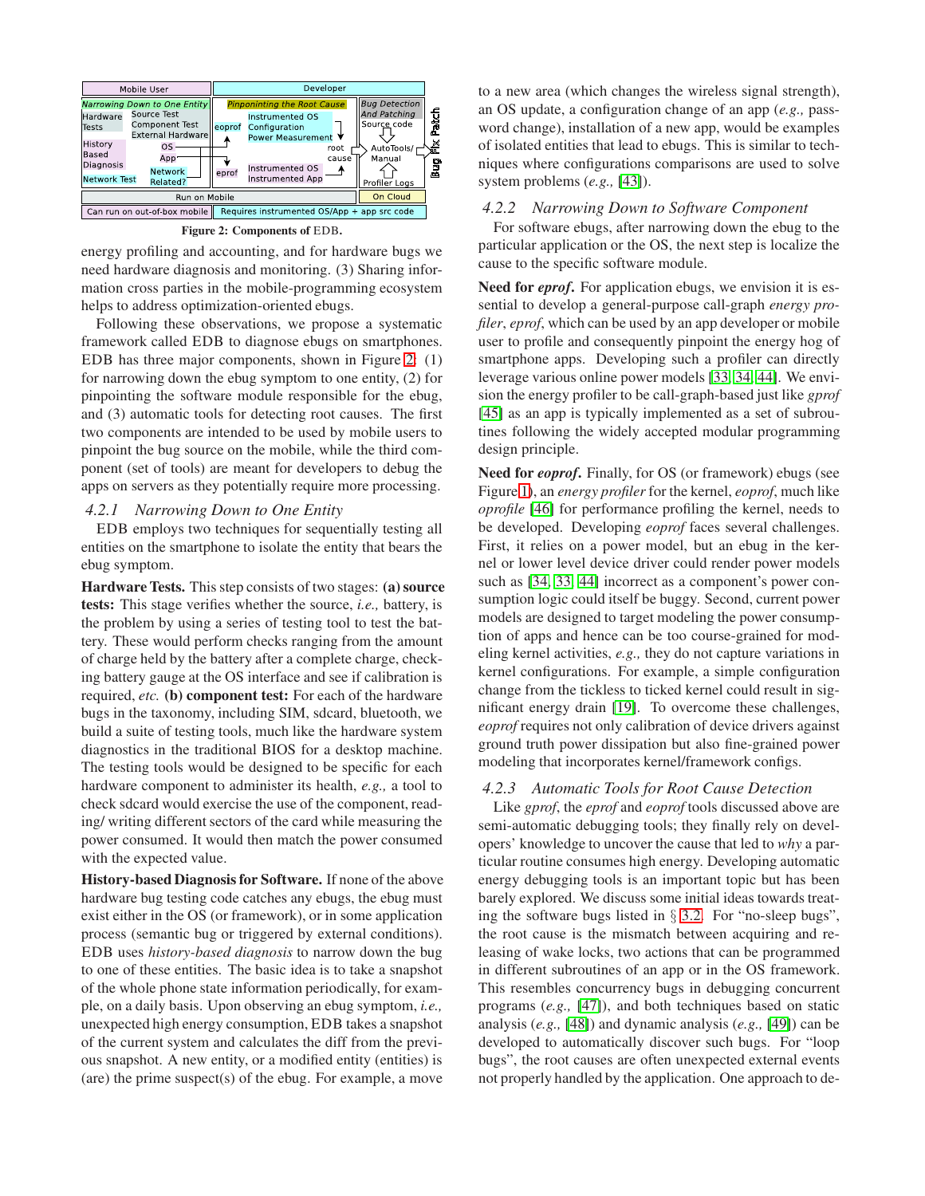Mobile User

Developer

Narrowing Down to One Entity

Hardware Tests

Source Test

Component Test

External Hardware

History Based Diagnosis

OS

App

Network Test

Network Related?

Pinpointing the Root Cause

eoprof

Instrumented OS

Configuration

Power Measurement

root cause

eprof

Instrumented OS

Instrumented App

Bug Detection And Patching

Source code

AutoTools/ Manual

Profiler Logs

Bug Fix Patch

Run on Mobile

On Cloud

Can run on out-of-box mobile

Requires instrumented OS/App + app src code

**Figure 2: Components of** EDB**.**

energy profiling and accounting, and for hardware bugs we need hardware diagnosis and monitoring. (3) Sharing information cross parties in the mobile-programming ecosystem helps to address optimization-oriented ebugs.

Following these observations, we propose a systematic framework called EDB to diagnose ebugs on smartphones. EDB has three major components, shown in Figure 2: (1) for narrowing down the ebug symptom to one entity, (2) for pinpointing the software module responsible for the ebug, and (3) automatic tools for detecting root causes. The first two components are intended to be used by mobile users to pinpoint the bug source on the mobile, while the third component (set of tools) are meant for developers to debug the apps on servers as they potentially require more processing.

### *4.2.1 Narrowing Down to One Entity*

EDB employs two techniques for sequentially testing all entities on the smartphone to isolate the entity that bears the ebug symptom.

**Hardware Tests.** This step consists of two stages: **(a) source tests:** This stage verifies whether the source, *i.e.,* battery, is the problem by using a series of testing tool to test the battery. These would perform checks ranging from the amount of charge held by the battery after a complete charge, checking battery gauge at the OS interface and see if calibration is required, *etc.* **(b) component test:** For each of the hardware bugs in the taxonomy, including SIM, sdcard, bluetooth, we build a suite of testing tools, much like the hardware system diagnostics in the traditional BIOS for a desktop machine. The testing tools would be designed to be specific for each hardware component to administer its health, *e.g.,* a tool to check sdcard would exercise the use of the component, reading/ writing different sectors of the card while measuring the power consumed. It would then match the power consumed with the expected value.

**History-based Diagnosis for Software.** If none of the above hardware bug testing code catches any ebugs, the ebug must exist either in the OS (or framework), or in some application process (semantic bug or triggered by external conditions). EDB uses *history-based diagnosis* to narrow down the bug to one of these entities. The basic idea is to take a snapshot of the whole phone state information periodically, for example, on a daily basis. Upon observing an ebug symptom, *i.e.,* unexpected high energy consumption, EDB takes a snapshot of the current system and calculates the diff from the previous snapshot. A new entity, or a modified entity (entities) is (are) the prime suspect(s) of the ebug. For example, a move to a new area (which changes the wireless signal strength), an OS update, a configuration change of an app (*e.g.,* password change), installation of a new app, would be examples of isolated entities that lead to ebugs. This is similar to techniques where configurations comparisons are used to solve system problems (*e.g.,* [43]).

### *4.2.2 Narrowing Down to Software Component*

For software ebugs, after narrowing down the ebug to the particular application or the OS, the next step is localize the cause to the specific software module.

**Need for *eprof*.** For application ebugs, we envision it is essential to develop a general-purpose call-graph *energy profiler*, *eprof*, which can be used by an app developer or mobile user to profile and consequently pinpoint the energy hog of smartphone apps. Developing such a profiler can directly leverage various online power models [33, 34, 44]. We envision the energy profiler to be call-graph-based just like *gprof* [45] as an app is typically implemented as a set of subroutines following the widely accepted modular programming design principle.

**Need for *eoprof*.** Finally, for OS (or framework) ebugs (see Figure 1), an *energy profiler* for the kernel, *eoprof*, much like *oprofile* [46] for performance profiling the kernel, needs to be developed. Developing *eoprof* faces several challenges. First, it relies on a power model, but an ebug in the kernel or lower level device driver could render power models such as [34, 33, 44] incorrect as a component's power consumption logic could itself be buggy. Second, current power models are designed to target modeling the power consumption of apps and hence can be too course-grained for modeling kernel activities, *e.g.,* they do not capture variations in kernel configurations. For example, a simple configuration change from the tickless to ticked kernel could result in significant energy drain [19]. To overcome these challenges, *eoprof* requires not only calibration of device drivers against ground truth power dissipation but also fine-grained power modeling that incorporates kernel/framework configs.

### *4.2.3 Automatic Tools for Root Cause Detection*

Like *gprof*, the *eprof* and *eoprof* tools discussed above are semi-automatic debugging tools; they finally rely on developers' knowledge to uncover the cause that led to *why* a particular routine consumes high energy. Developing automatic energy debugging tools is an important topic but has been barely explored. We discuss some initial ideas towards treating the software bugs listed in § 3.2. For "no-sleep bugs", the root cause is the mismatch between acquiring and releasing of wake locks, two actions that can be programmed in different subroutines of an app or in the OS framework. This resembles concurrency bugs in debugging concurrent programs (*e.g.,* [47]), and both techniques based on static analysis (*e.g.,* [48]) and dynamic analysis (*e.g.,* [49]) can be developed to automatically discover such bugs. For "loop bugs", the root causes are often unexpected external events not properly handled by the application. One approach to de-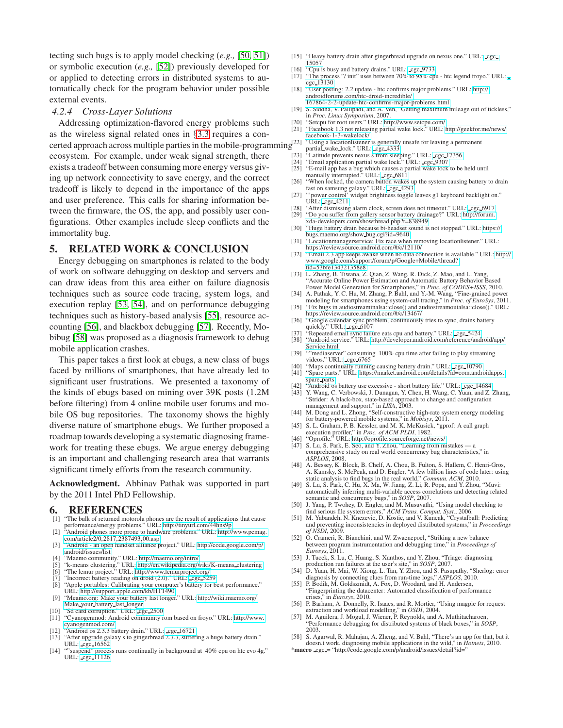tecting such bugs is to apply model checking (*e.g.,* [50, 51]) or symbolic execution (*e.g.,* [52]) previously developed for or applied to detecting errors in distributed systems to automatically check for the program behavior under possible external events.

#### 4.2.4 Cross-Layer Solutions

Addressing optimization-flavored energy problems such as the wireless signal related ones in §3.3 requires a concerted approach across multiple parties in the mobile-programming ecosystem. For example, under weak signal strength, there exists a tradeoff between consuming more energy versus giving up network connectivity to save energy, and the correct tradeoff is likely to depend in the importance of the apps and user preference. This calls for sharing information between the firmware, the OS, the app, and possibly user configurations. Other examples include sleep conflicts and the immortality bug.

## 5. RELATED WORK & CONCLUSION

Energy debugging on smartphones is related to the body of work on software debugging on desktop and servers and can draw ideas from this area either on failure diagnosis techniques such as source code tracing, system logs, and execution replay [53, 54], and on performance debugging techniques such as history-based analysis [55], resource accounting [56], and blackbox debugging [57]. Recently, Mobibug [58] was proposed as a diagnosis framework to debug mobile application crashes.

This paper takes a first look at ebugs, a new class of bugs faced by millions of smartphones, that have already led to significant user frustrations. We presented a taxonomy of the kinds of ebugs based on mining over 39K posts (1.2M before filtering) from 4 online mobile user forums and mobile OS bug repositories. The taxonomy shows the highly diverse nature of smartphone ebugs. We further proposed a roadmap towards developing a systematic diagnosing framework for treating these ebugs. We argue energy debugging is an important and challenging research area that warrants significant timely efforts from the research community.

**Acknowledgment.** Abhinav Pathak was supported in part by the 2011 Intel PhD Fellowship.

## 6. REFERENCES

[1] "The bulk of returned motorola phones are the result of applications that cause performance/energy problems." URL: http://tinyurl.com/44hns9p
[2] "Android phones more prone to hardware problems." URL: http://www.pcmag.com/article2/0,2817,2387493,00.asp
[3] "Android - an open handset alliance project." URL: http://code.google.com/p/android/issues/list
[4] "Maemo community." URL: http://maemo.org/intro/
[5] "k-means clustering." URL: http://en.wikipedia.org/wiki/K-means_clustering
[6] "The lemur project." URL: http://www.lemurproject.org/
[7] "Incorrect battery reading on droid (2.0)." URL: _cgc_5259
[8] "Apple portables: Calibrating your computer's battery for best performance." URL: http://support.apple.com/kb/HT1490
[9] "Meamo.org: Make your battery last longer." URL: http://wiki.maemo.org/Make_your_battery_last_longer
[10] "Sd card corruption." URL: _cgc_2500
[11] "Cyanogenmod: Android community rom based on froyo." URL: http://www.cyanogenmod.com/
[12] "Android os 2.3.3 battery drain." URL: _cgc_16721
[13] "After upgrade galaxy s to gingerbread 2.3.3, suffering a huge battery drain." URL: _cgc_16562
[14] ""suspend" process runs continually in background at 40% cpu on htc evo 4g." URL: _cgc_11126
[15] "Heavy battery drain after gingerbread upgrade on nexus one." URL: _cgc_15057
[16] "Cpu is busy and battery drains." URL: _cgc_9733
[17] "The process "/ init" uses between 70% to 98% cpu - htc legend froyo." URL: _cgc_13130
[18] "User posting: 2.2 update - htc confirms major problems." URL: http://androidforums.com/htc-droid-incredible/167864-2-2-update-htc-confirms-major-problems.html
[19] S. Siddha, V. Pallipadi, and A. Ven, "Getting maximum mileage out of tickless," in *Proc. Linux Symposium*, 2007.
[20] "Setcpu for root users." URL: http://www.setcpu.com/
[21] "Facebook 1.3 not releasing partial wake lock." URL: http://geekfor.me/news/facebook-1-3-wakelock/
[22] "Using a locationlistener is generally unsafe for leaving a permanent partial_wake_lock." URL: _cgc_4333
[23] "Latitude prevents nexus s from sleeping." URL: _cgc_17356
[24] "Email application partial wake lock." URL: _cgc_9307
[25] "E-mail app has a bug which causes a partial wake lock to be held until manually interrupted." URL: _cgc_6811
[26] "When locked, the camera button wakes up the system causing battery to drain fast on samsung galaxy." URL: _cgc_4293
[27] "'power control' widget brightness toggle leaves g1 keyboard backlight on." URL: _cgc_4211
[28] "After dismissing alarm clock, screen does not timeout." URL: _cgc_6917
[29] "Do you suffer from gallery sensor battery drainage?" URL: http://forum.xda-developers.com/showthread.php?t=838949
[30] "Huge battery drain because bt-headset sound is not stopped." URL: https://bugs.maemo.org/show_bug.cgi?id=9640
[31] "Locationmanagerservice: Fix race when removing locationlistener." URL: https://review.source.android.com/#/c/12110/
[32] "Email 2.3 app keeps awake when no data connection is available." URL: http://www.google.com/support/forum/p/Google+Mobile/thread?tid=53bfe134321358e8
[33] L. Zhang, B. Tiwana, Z. Qian, Z. Wang, R. Dick, Z. Mao, and L. Yang, "Accurate Online Power Estimation and Automatic Battery Behavior Based Power Model Generation for Smartphones," in *Proc. of CODES+ISSS*, 2010.
[34] A. Pathak, Y. C. Hu, M. Zhang, P. Bahl, and Y.-M. Wang, "Fine-grained power modeling for smartphones using system-call tracing," in *Proc. of EuroSys*, 2011.
[35] "Fix bugs in audiostreaminalsa::close() and audiostreamoutalsa::close()." URL: https://review.source.android.com/#/c/13467/
[36] "Google calendar sync problem, continuously tries to sync, drains battery quickly." URL: _cgc_6107
[37] "Repeated email sync failure eats cpu and battery." URL: _cgc_5424
[38] "Android service." URL: http://developer.android.com/reference/android/app/Service.html
[39] ""mediaserver" consuming 100% cpu time after failing to play streaming videos." URL: _cgc_6765
[40] "Maps continually running causing battery drain." URL: _cgc_10790
[41] "Spare parts." URL: https://market.android.com/details?id=com.androidapps.spare_parts
[42] "Android os battery use excessive - short battery life." URL: _cgc_14684
[43] Y. Wang, C. Verbowski, J. Dunagan, Y. Chen, H. Wang, C. Yuan, and Z. Zhang, "Strider: A black-box, state-based approach to change and configuration management and support," in *LISA*, 2003.
[44] M. Dong and L. Zhong, "Self-constructive high-rate system energy modeling for battery-powered mobile systems," in *Mobisys*, 2011.
[45] S. L. Graham, P. B. Kessler, and M. K. McKusick, "gprof: A call graph execution profiler," in *Proc. of ACM PLDI*, 1982.
[46] "Oprofile." URL: http://oprofile.sourceforge.net/news/
[47] S. Lu, S. Park, E. Seo, and Y. Zhou, "Learning from mistakes — a comprehensive study on real world concurrency bug characteristics," in *ASPLOS*, 2008.
[48] A. Bessey, K. Block, B. Chelf, A. Chou, B. Fulton, S. Hallem, C. Henri-Gros, A. Kamsky, S. McPeak, and D. Engler, "A few billion lines of code later: using static analysis to find bugs in the real world," *Commun. ACM*, 2010.
[49] S. Lu, S. Park, C. Hu, X. Ma, W. Jiang, Z. Li, R. Popa, and Y. Zhou, "Muvi: automatically inferring multi-variable access correlations and detecting related semantic and concurrency bugs," in *SOSP*, 2007.
[50] J. Yang, P. Twohey, D. Engler, and M. Musuvathi, "Using model checking to find serious file system errors," *ACM Trans. Comput. Syst.*, 2006.
[51] M. Yabandeh, N. Knezevic, D. Kostic, and V. Kuncak, "Crystalball: Predicting and preventing inconsistencies in deployed distributed systems," in *Proceedings of NSDI*, 2009.
[52] O. Crameri, R. Bianchini, and W. Zwaenepoel, "Striking a new balance between program instrumentation and debugging time," in *Proceedings of Eurosys*, 2011.
[53] J. Tucek, S. Lu, C. Huang, S. Xanthos, and Y. Zhou, "Triage: diagnosing production run failures at the user's site," in *SOSP*, 2007.
[54] D. Yuan, H. Mai, W. Xiong, L. Tan, Y. Zhou, and S. Pasupathy, "Sherlog: error diagnosis by connecting clues from run-time logs," *ASPLOS*, 2010.
[55] P. Bodik, M. Goldszmidt, A. Fox, D. Woodard, and H. Andersen, "Fingerprinting the datacenter: Automated classification of performance crises," in *Eurosys*, 2010.
[56] P. Barham, A. Donnelly, R. Isaacs, and R. Mortier, "Using magpie for request extraction and workload modelling," in *OSDI*, 2004.
[57] M. Aguilera, J. Mogul, J. Wiener, P. Reynolds, and A. Muthitacharoen, "Performance debugging for distributed systems of black boxes," in *SOSP*, 2003.
[58] S. Agarwal, R. Mahajan, A. Zheng, and V. Bahl, "There's an app for that, but it doesn.t work. diagnosing mobile applications in the wild," in *Hotnets*, 2010.

**\*macro** _cgc_ = "http://code.google.com/p/android/issues/detail?id="